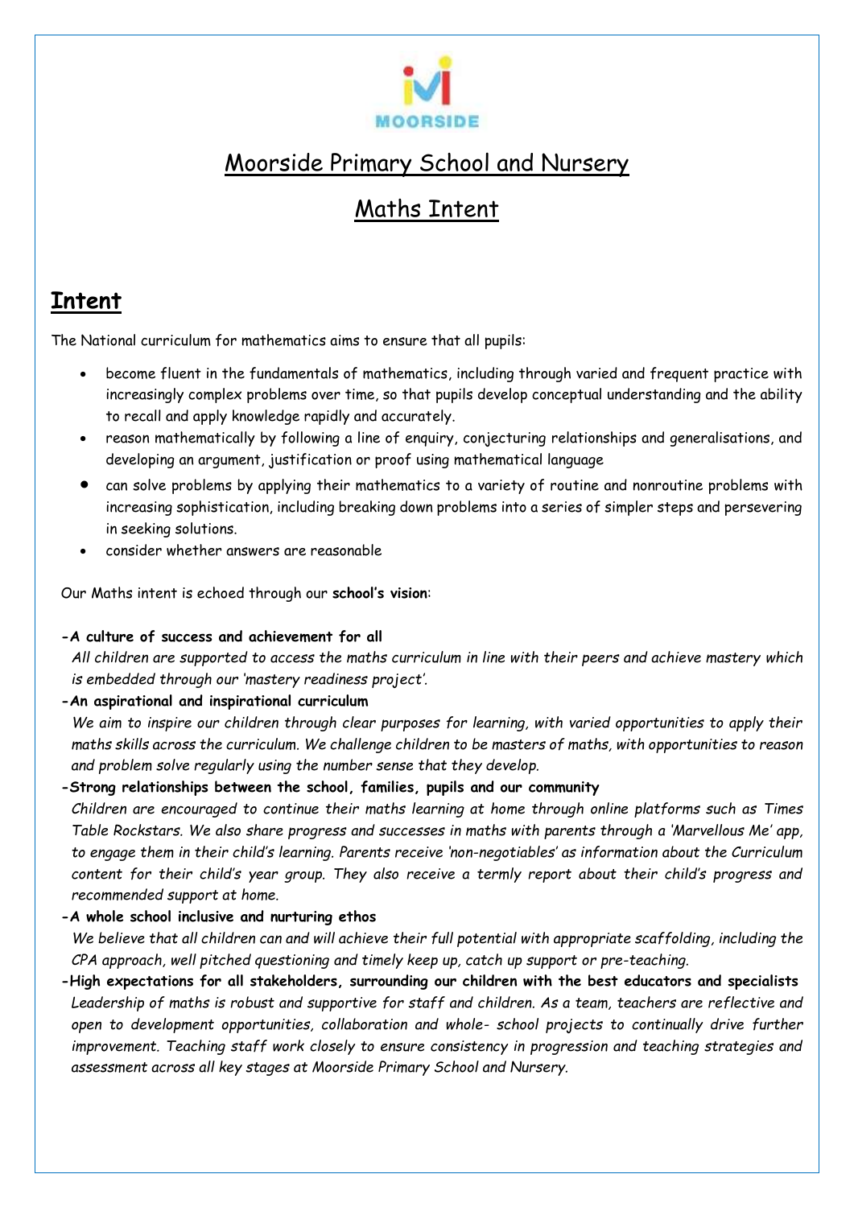MOORSIDE

# Moorside Primary School and Nursery

# Maths Intent

## Intent

The National curriculum for mathematics aims to ensure that all pupils:

- become fluent in the fundamentals of mathematics, including through varied and frequent practice with increasingly complex problems over time, so that pupils develop conceptual understanding and the ability to recall and apply knowledge rapidly and accurately.
- reason mathematically by following a line of enquiry, conjecturing relationships and generalisations, and developing an argument, justification or proof using mathematical language
- can solve problems by applying their mathematics to a variety of routine and nonroutine problems with increasing sophistication, including breaking down problems into a series of simpler steps and persevering in seeking solutions.
- consider whether answers are reasonable

Our Maths intent is echoed through our **school's vision**:

**-A culture of success and achievement for all**
*All children are supported to access the maths curriculum in line with their peers and achieve mastery which is embedded through our 'mastery readiness project'.*

**-An aspirational and inspirational curriculum**
*We aim to inspire our children through clear purposes for learning, with varied opportunities to apply their maths skills across the curriculum. We challenge children to be masters of maths, with opportunities to reason and problem solve regularly using the number sense that they develop.*

**-Strong relationships between the school, families, pupils and our community**
*Children are encouraged to continue their maths learning at home through online platforms such as Times Table Rockstars. We also share progress and successes in maths with parents through a 'Marvellous Me' app, to engage them in their child's learning. Parents receive 'non-negotiables' as information about the Curriculum content for their child's year group. They also receive a termly report about their child's progress and recommended support at home.*

**-A whole school inclusive and nurturing ethos**
*We believe that all children can and will achieve their full potential with appropriate scaffolding, including the CPA approach, well pitched questioning and timely keep up, catch up support or pre-teaching.*

**-High expectations for all stakeholders, surrounding our children with the best educators and specialists**
*Leadership of maths is robust and supportive for staff and children. As a team, teachers are reflective and open to development opportunities, collaboration and whole- school projects to continually drive further improvement. Teaching staff work closely to ensure consistency in progression and teaching strategies and assessment across all key stages at Moorside Primary School and Nursery.*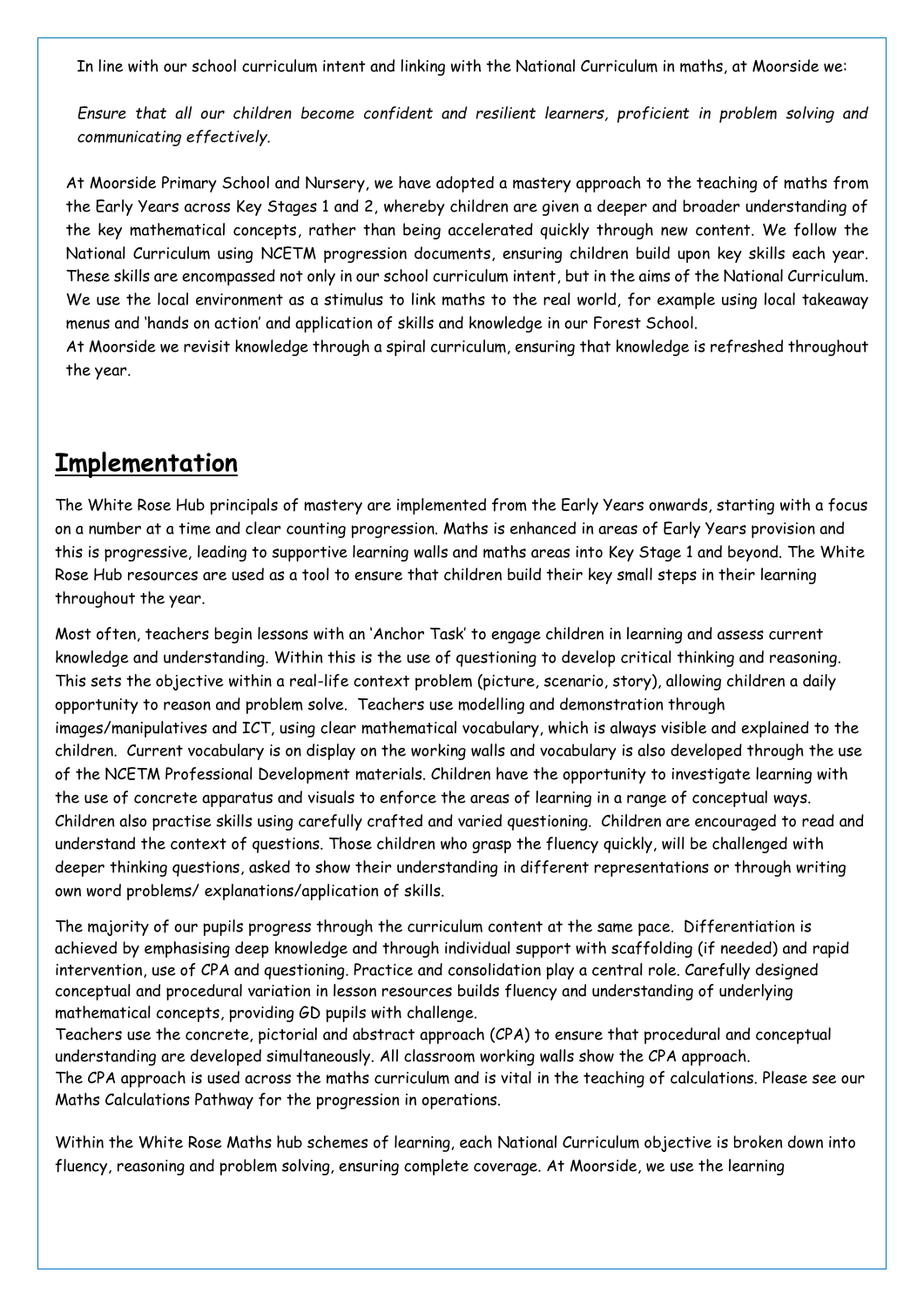In line with our school curriculum intent and linking with the National Curriculum in maths, at Moorside we:

*Ensure that all our children become confident and resilient learners, proficient in problem solving and communicating effectively.*

At Moorside Primary School and Nursery, we have adopted a mastery approach to the teaching of maths from the Early Years across Key Stages 1 and 2, whereby children are given a deeper and broader understanding of the key mathematical concepts, rather than being accelerated quickly through new content. We follow the National Curriculum using NCETM progression documents, ensuring children build upon key skills each year. These skills are encompassed not only in our school curriculum intent, but in the aims of the National Curriculum. We use the local environment as a stimulus to link maths to the real world, for example using local takeaway menus and 'hands on action' and application of skills and knowledge in our Forest School.

At Moorside we revisit knowledge through a spiral curriculum, ensuring that knowledge is refreshed throughout the year.

## Implementation

The White Rose Hub principals of mastery are implemented from the Early Years onwards, starting with a focus on a number at a time and clear counting progression. Maths is enhanced in areas of Early Years provision and this is progressive, leading to supportive learning walls and maths areas into Key Stage 1 and beyond. The White Rose Hub resources are used as a tool to ensure that children build their key small steps in their learning throughout the year.

Most often, teachers begin lessons with an 'Anchor Task' to engage children in learning and assess current knowledge and understanding. Within this is the use of questioning to develop critical thinking and reasoning. This sets the objective within a real-life context problem (picture, scenario, story), allowing children a daily opportunity to reason and problem solve. Teachers use modelling and demonstration through images/manipulatives and ICT, using clear mathematical vocabulary, which is always visible and explained to the children. Current vocabulary is on display on the working walls and vocabulary is also developed through the use of the NCETM Professional Development materials. Children have the opportunity to investigate learning with the use of concrete apparatus and visuals to enforce the areas of learning in a range of conceptual ways. Children also practise skills using carefully crafted and varied questioning. Children are encouraged to read and understand the context of questions. Those children who grasp the fluency quickly, will be challenged with deeper thinking questions, asked to show their understanding in different representations or through writing own word problems/ explanations/application of skills.

The majority of our pupils progress through the curriculum content at the same pace. Differentiation is achieved by emphasising deep knowledge and through individual support with scaffolding (if needed) and rapid intervention, use of CPA and questioning. Practice and consolidation play a central role. Carefully designed conceptual and procedural variation in lesson resources builds fluency and understanding of underlying mathematical concepts, providing GD pupils with challenge.

Teachers use the concrete, pictorial and abstract approach (CPA) to ensure that procedural and conceptual understanding are developed simultaneously. All classroom working walls show the CPA approach.

The CPA approach is used across the maths curriculum and is vital in the teaching of calculations. Please see our Maths Calculations Pathway for the progression in operations.

Within the White Rose Maths hub schemes of learning, each National Curriculum objective is broken down into fluency, reasoning and problem solving, ensuring complete coverage. At Moorside, we use the learning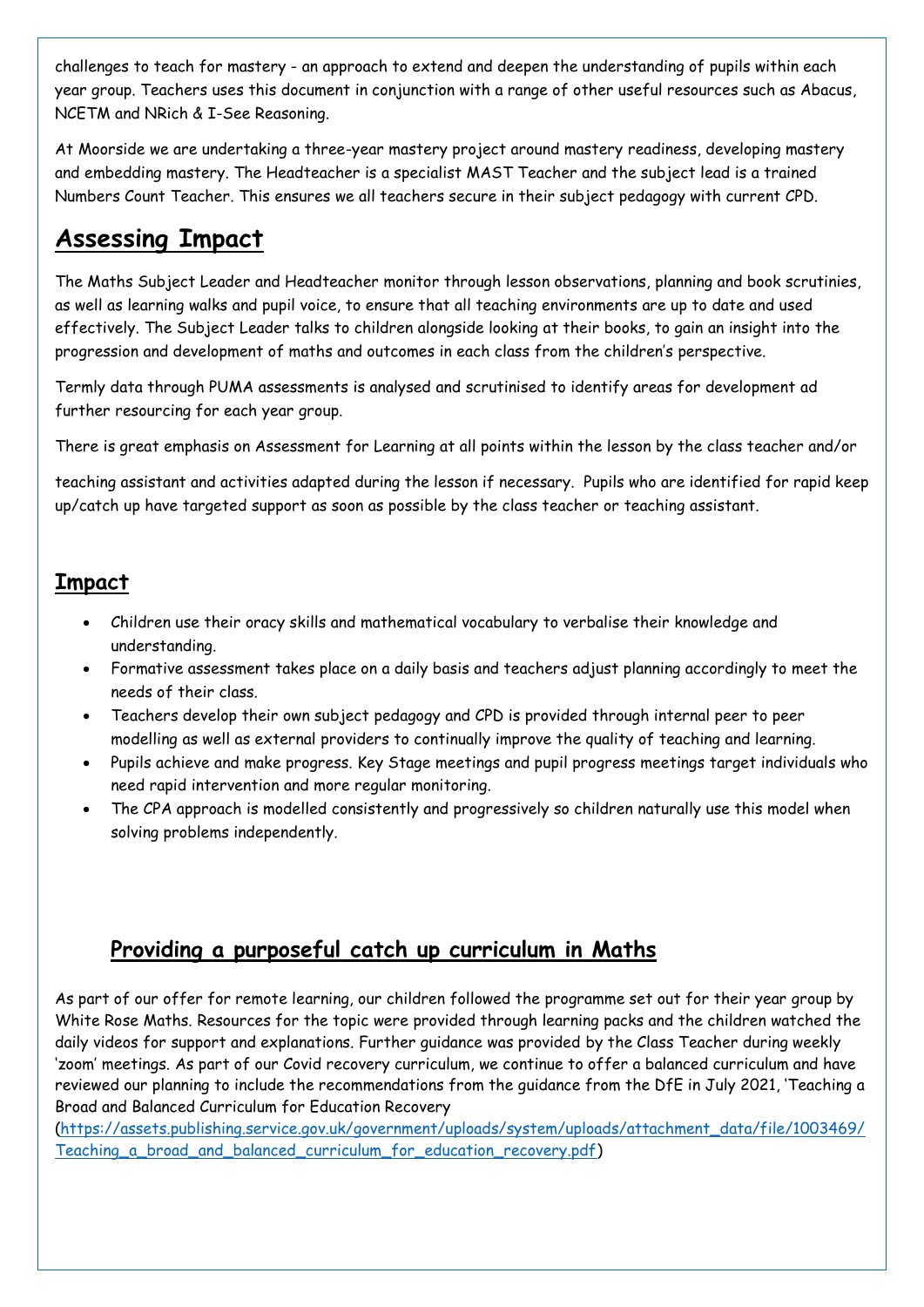challenges to teach for mastery - an approach to extend and deepen the understanding of pupils within each year group. Teachers uses this document in conjunction with a range of other useful resources such as Abacus, NCETM and NRich & I-See Reasoning.

At Moorside we are undertaking a three-year mastery project around mastery readiness, developing mastery and embedding mastery. The Headteacher is a specialist MAST Teacher and the subject lead is a trained Numbers Count Teacher. This ensures we all teachers secure in their subject pedagogy with current CPD.

## Assessing Impact

The Maths Subject Leader and Headteacher monitor through lesson observations, planning and book scrutinies, as well as learning walks and pupil voice, to ensure that all teaching environments are up to date and used effectively. The Subject Leader talks to children alongside looking at their books, to gain an insight into the progression and development of maths and outcomes in each class from the children's perspective.

Termly data through PUMA assessments is analysed and scrutinised to identify areas for development ad further resourcing for each year group.

There is great emphasis on Assessment for Learning at all points within the lesson by the class teacher and/or teaching assistant and activities adapted during the lesson if necessary. Pupils who are identified for rapid keep up/catch up have targeted support as soon as possible by the class teacher or teaching assistant.

### Impact

- Children use their oracy skills and mathematical vocabulary to verbalise their knowledge and understanding.
- Formative assessment takes place on a daily basis and teachers adjust planning accordingly to meet the needs of their class.
- Teachers develop their own subject pedagogy and CPD is provided through internal peer to peer modelling as well as external providers to continually improve the quality of teaching and learning.
- Pupils achieve and make progress. Key Stage meetings and pupil progress meetings target individuals who need rapid intervention and more regular monitoring.
- The CPA approach is modelled consistently and progressively so children naturally use this model when solving problems independently.

### Providing a purposeful catch up curriculum in Maths

As part of our offer for remote learning, our children followed the programme set out for their year group by White Rose Maths. Resources for the topic were provided through learning packs and the children watched the daily videos for support and explanations. Further guidance was provided by the Class Teacher during weekly 'zoom' meetings. As part of our Covid recovery curriculum, we continue to offer a balanced curriculum and have reviewed our planning to include the recommendations from the guidance from the DfE in July 2021, 'Teaching a Broad and Balanced Curriculum for Education Recovery (https://assets.publishing.service.gov.uk/government/uploads/system/uploads/attachment_data/file/1003469/Teaching_a_broad_and_balanced_curriculum_for_education_recovery.pdf)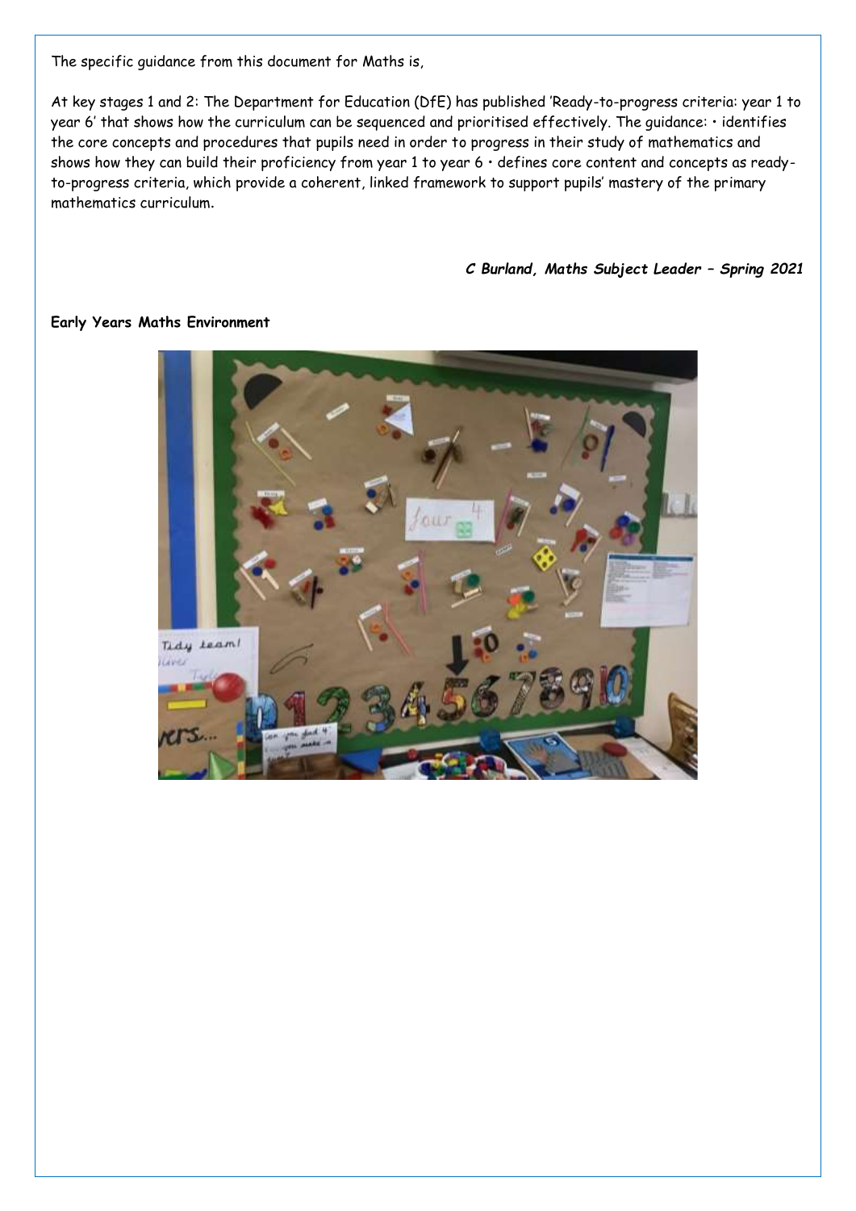The specific guidance from this document for Maths is,

At key stages 1 and 2: The Department for Education (DfE) has published 'Ready-to-progress criteria: year 1 to year 6' that shows how the curriculum can be sequenced and prioritised effectively. The guidance: • identifies the core concepts and procedures that pupils need in order to progress in their study of mathematics and shows how they can build their proficiency from year 1 to year 6 • defines core content and concepts as ready-to-progress criteria, which provide a coherent, linked framework to support pupils' mastery of the primary mathematics curriculum.

***C Burland, Maths Subject Leader – Spring 2021***

**Early Years Maths Environment**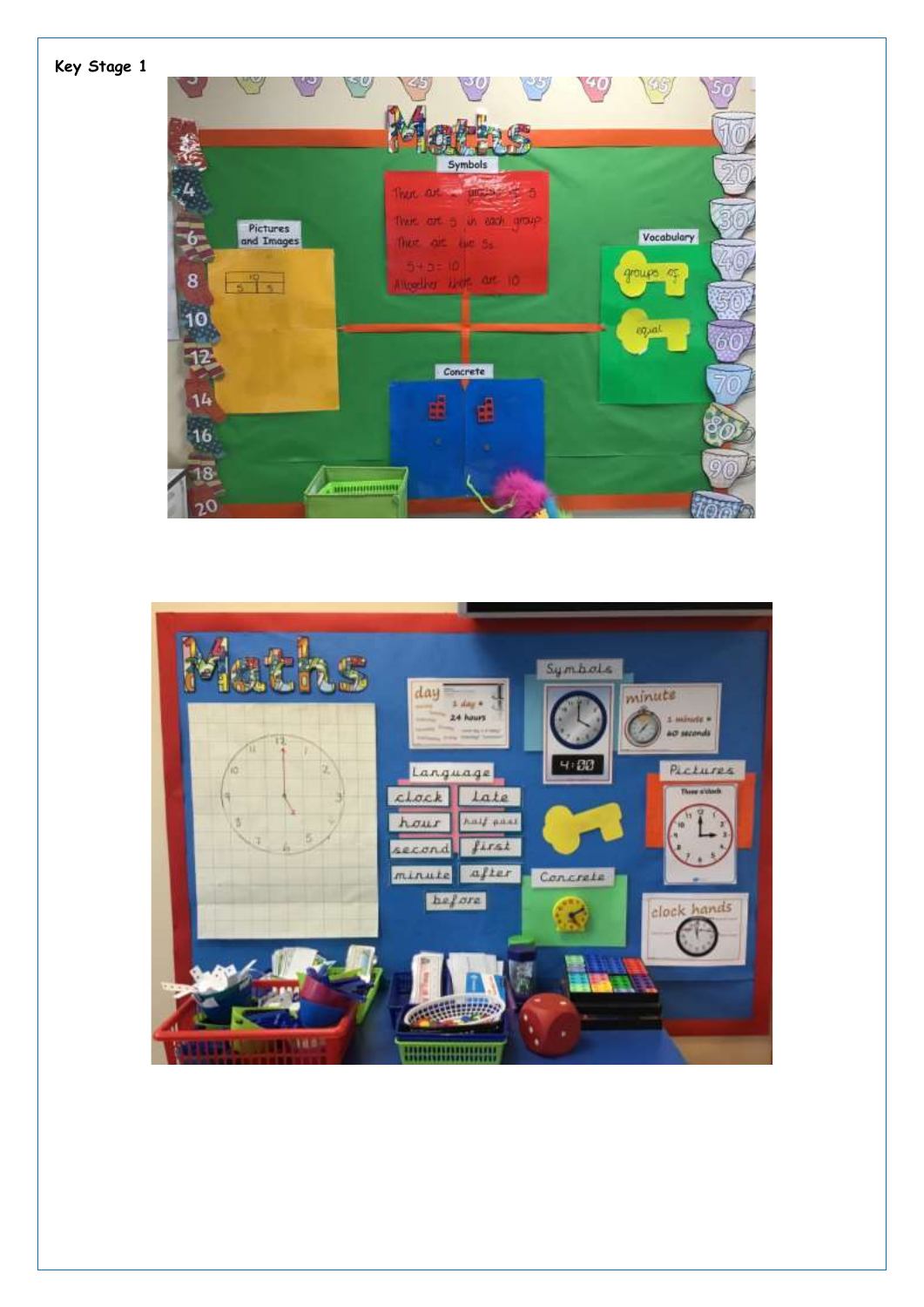**Key Stage 1**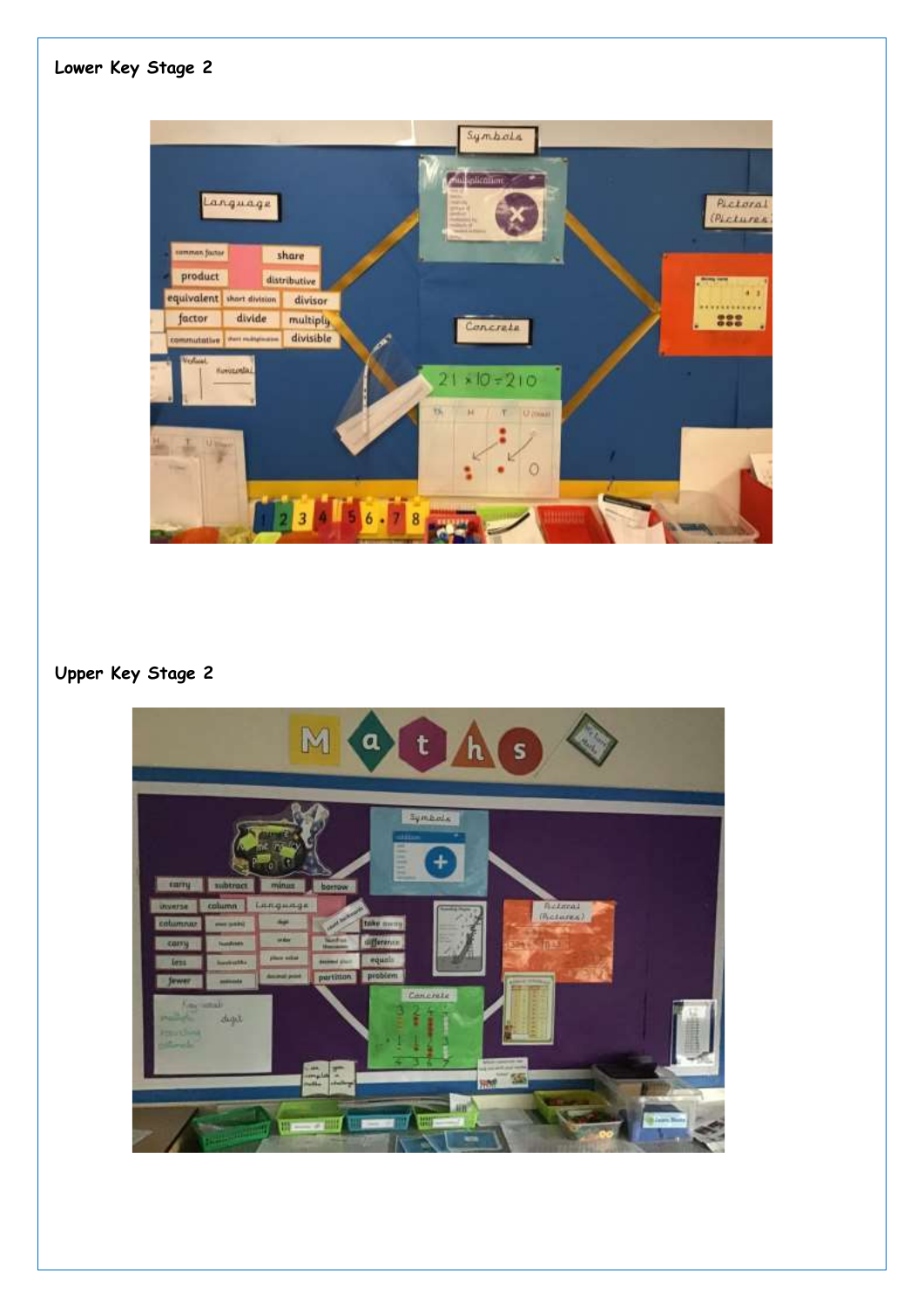## Lower Key Stage 2

## Upper Key Stage 2